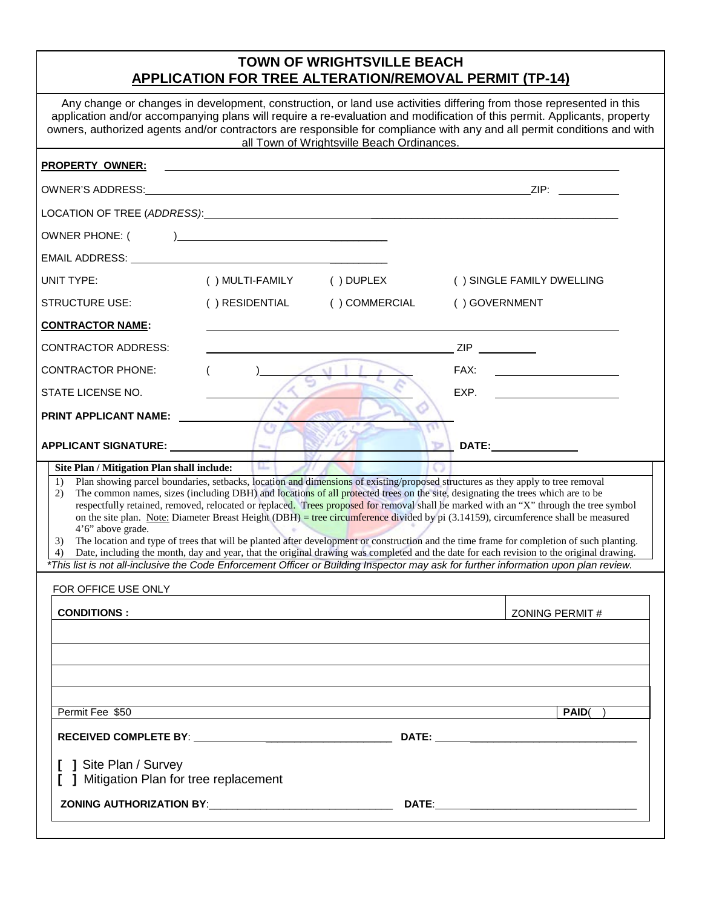# TOWN OF WRIGHTSVILLE BEACH

## APPLICATION FOR TREE ALTERATION/REMOVAL PERMIT (TP-14)

Any change or changes in development, construction, or land use activities differing from those represented in this application and/or accompanying plans will require a re-evaluation and modification of this permit. Applicants, property owners, authorized agents and/or contractors are responsible for compliance with any and all permit conditions and with all Town of Wrightsville Beach Ordinances.

**PROPERTY OWNER:** ______________________________

OWNER'S ADDRESS: ______________________________ ZIP: __________

LOCATION OF TREE (*ADDRESS)*: ______________________________

OWNER PHONE: ( ) ______________________________

EMAIL ADDRESS: ______________________________

UNIT TYPE: ( ) MULTI-FAMILY ( ) DUPLEX ( ) SINGLE FAMILY DWELLING

STRUCTURE USE: ( ) RESIDENTIAL ( ) COMMERCIAL ( ) GOVERNMENT

**CONTRACTOR NAME:** ______________________________

CONTRACTOR ADDRESS: ______________________________ ZIP __________

CONTRACTOR PHONE: ( ) ______________________________ FAX: __________

STATE LICENSE NO. ______________________________ EXP. __________

**PRINT APPLICANT NAME:** ______________________________

**APPLICANT SIGNATURE:** ______________________________ **DATE:** __________

**Site Plan / Mitigation Plan shall include:**

1) Plan showing parcel boundaries, setbacks, location and dimensions of existing/proposed structures as they apply to tree removal
2) The common names, sizes (including DBH) and locations of all protected trees on the site, designating the trees which are to be respectfully retained, removed, relocated or replaced. Trees proposed for removal shall be marked with an "X" through the tree symbol on the site plan. Note: Diameter Breast Height (DBH) = tree circumference divided by pi (3.14159), circumference shall be measured 4'6" above grade.
3) The location and type of trees that will be planted after development or construction and the time frame for completion of such planting.
4) Date, including the month, day and year, that the original drawing was completed and the date for each revision to the original drawing.

*\*This list is not all-inclusive the Code Enforcement Officer or Building Inspector may ask for further information upon plan review.*

FOR OFFICE USE ONLY

| **CONDITIONS :** | ZONING PERMIT # |
| --- | --- |
| | |
| | |
| | |
| | |
| Permit Fee $50 | **PAID**( ) |

**RECEIVED COMPLETE BY**: ______________________________ **DATE:** ______________________________

**[ ]** Site Plan / Survey
**[ ]** Mitigation Plan for tree replacement

**ZONING AUTHORIZATION BY**: ______________________________ **DATE**: ______________________________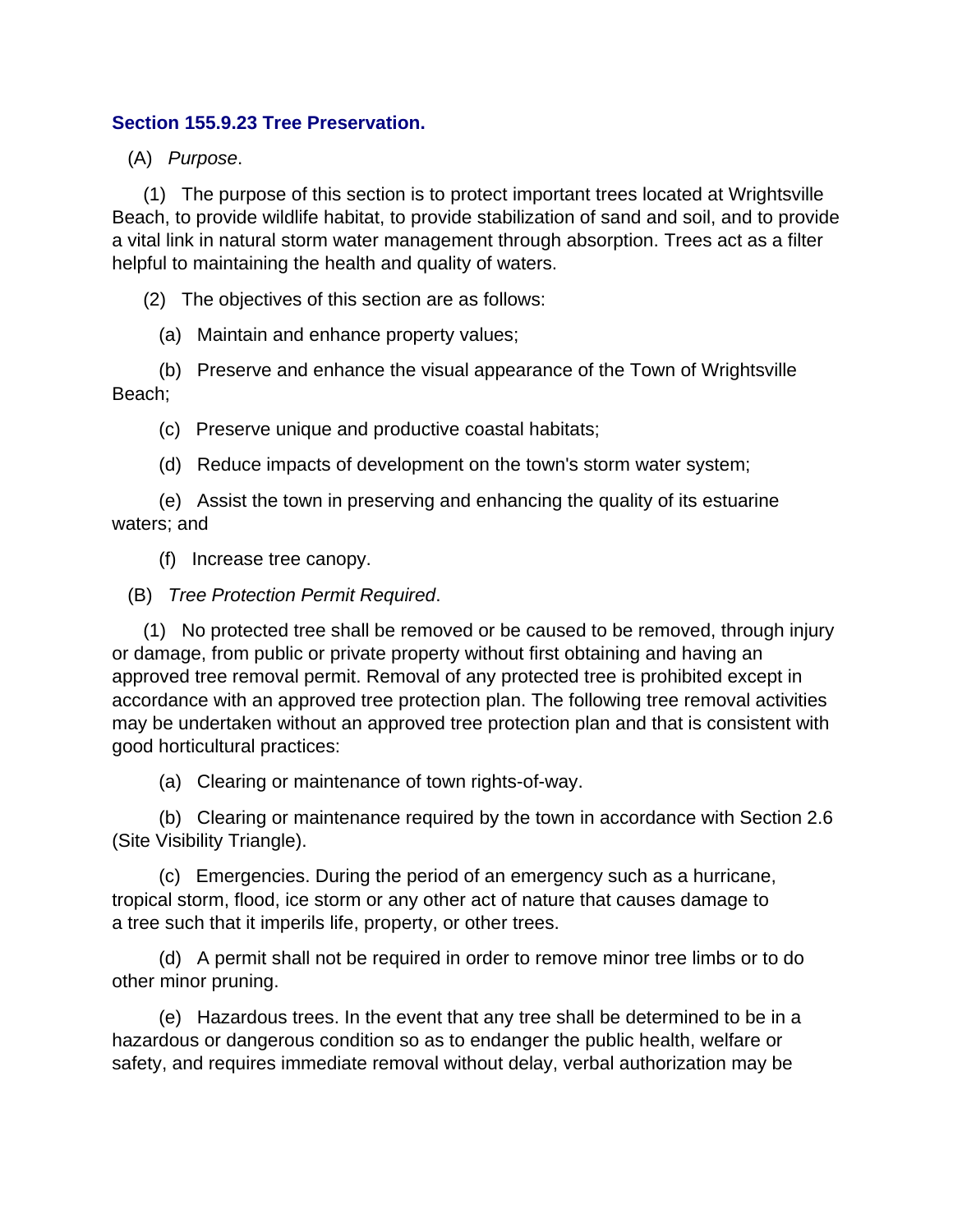## Section 155.9.23 Tree Preservation.

(A) *Purpose*.

(1) The purpose of this section is to protect important trees located at Wrightsville Beach, to provide wildlife habitat, to provide stabilization of sand and soil, and to provide a vital link in natural storm water management through absorption. Trees act as a filter helpful to maintaining the health and quality of waters.

(2) The objectives of this section are as follows:

(a) Maintain and enhance property values;

(b) Preserve and enhance the visual appearance of the Town of Wrightsville Beach;

(c) Preserve unique and productive coastal habitats;

(d) Reduce impacts of development on the town's storm water system;

(e) Assist the town in preserving and enhancing the quality of its estuarine waters; and

(f) Increase tree canopy.

(B) *Tree Protection Permit Required*.

(1) No protected tree shall be removed or be caused to be removed, through injury or damage, from public or private property without first obtaining and having an approved tree removal permit. Removal of any protected tree is prohibited except in accordance with an approved tree protection plan. The following tree removal activities may be undertaken without an approved tree protection plan and that is consistent with good horticultural practices:

(a) Clearing or maintenance of town rights-of-way.

(b) Clearing or maintenance required by the town in accordance with Section 2.6 (Site Visibility Triangle).

(c) Emergencies. During the period of an emergency such as a hurricane, tropical storm, flood, ice storm or any other act of nature that causes damage to a tree such that it imperils life, property, or other trees.

(d) A permit shall not be required in order to remove minor tree limbs or to do other minor pruning.

(e) Hazardous trees. In the event that any tree shall be determined to be in a hazardous or dangerous condition so as to endanger the public health, welfare or safety, and requires immediate removal without delay, verbal authorization may be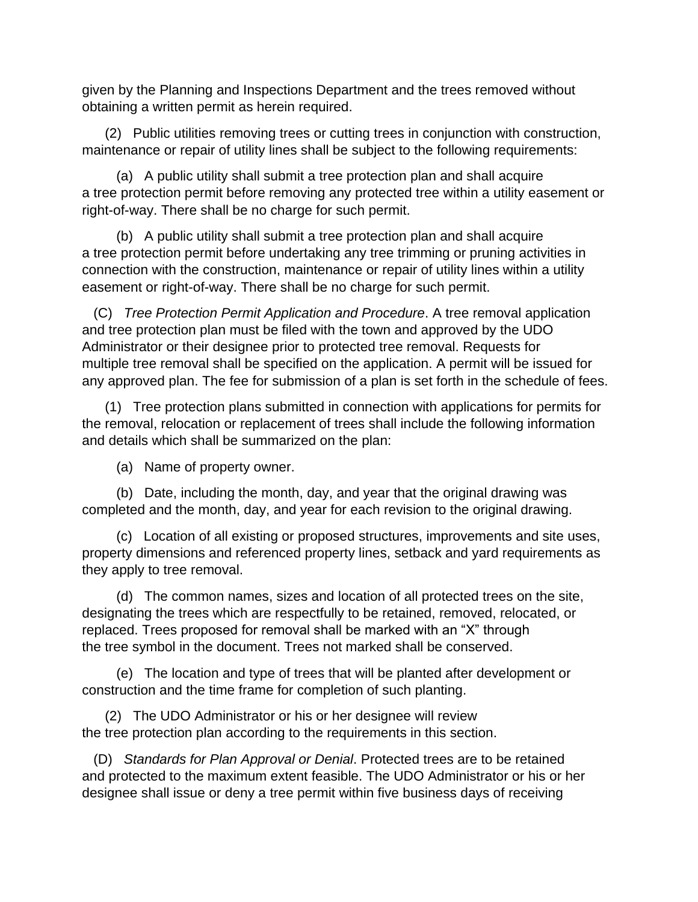given by the Planning and Inspections Department and the trees removed without obtaining a written permit as herein required.

(2) Public utilities removing trees or cutting trees in conjunction with construction, maintenance or repair of utility lines shall be subject to the following requirements:

(a) A public utility shall submit a tree protection plan and shall acquire a tree protection permit before removing any protected tree within a utility easement or right-of-way. There shall be no charge for such permit.

(b) A public utility shall submit a tree protection plan and shall acquire a tree protection permit before undertaking any tree trimming or pruning activities in connection with the construction, maintenance or repair of utility lines within a utility easement or right-of-way. There shall be no charge for such permit.

(C) *Tree Protection Permit Application and Procedure*. A tree removal application and tree protection plan must be filed with the town and approved by the UDO Administrator or their designee prior to protected tree removal. Requests for multiple tree removal shall be specified on the application. A permit will be issued for any approved plan. The fee for submission of a plan is set forth in the schedule of fees.

(1) Tree protection plans submitted in connection with applications for permits for the removal, relocation or replacement of trees shall include the following information and details which shall be summarized on the plan:

(a) Name of property owner.

(b) Date, including the month, day, and year that the original drawing was completed and the month, day, and year for each revision to the original drawing.

(c) Location of all existing or proposed structures, improvements and site uses, property dimensions and referenced property lines, setback and yard requirements as they apply to tree removal.

(d) The common names, sizes and location of all protected trees on the site, designating the trees which are respectfully to be retained, removed, relocated, or replaced. Trees proposed for removal shall be marked with an "X" through the tree symbol in the document. Trees not marked shall be conserved.

(e) The location and type of trees that will be planted after development or construction and the time frame for completion of such planting.

(2) The UDO Administrator or his or her designee will review the tree protection plan according to the requirements in this section.

(D) *Standards for Plan Approval or Denial*. Protected trees are to be retained and protected to the maximum extent feasible. The UDO Administrator or his or her designee shall issue or deny a tree permit within five business days of receiving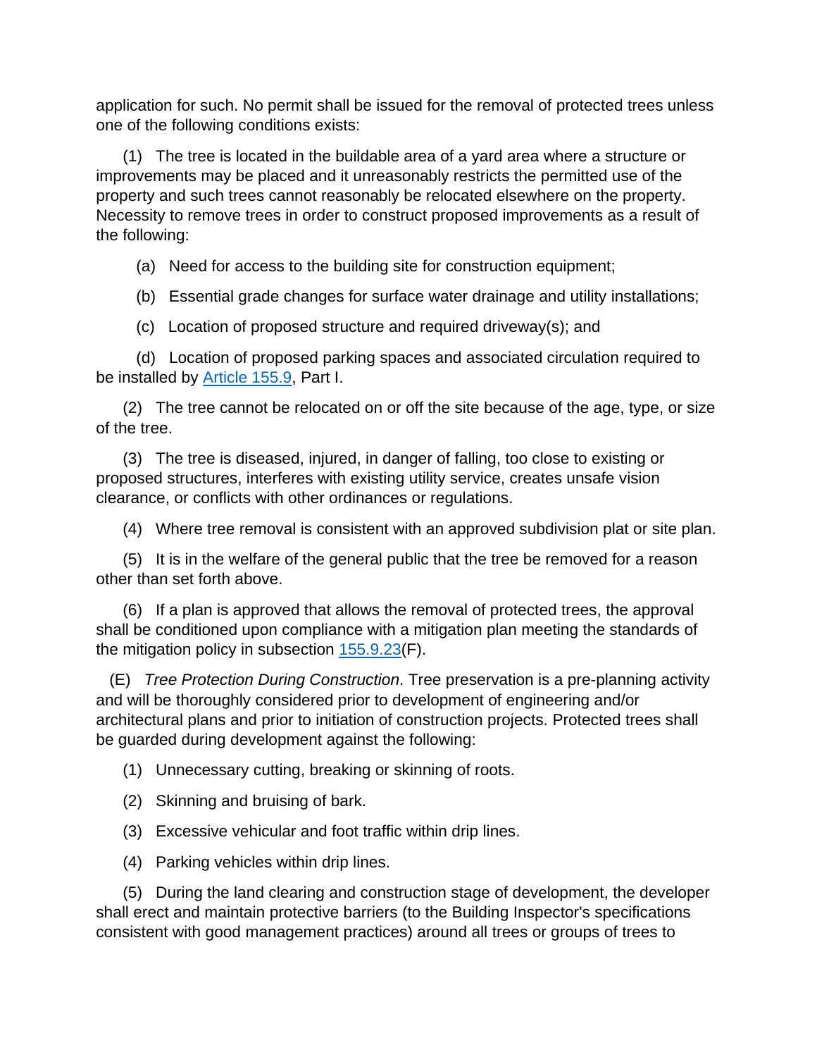application for such. No permit shall be issued for the removal of protected trees unless one of the following conditions exists:

(1) The tree is located in the buildable area of a yard area where a structure or improvements may be placed and it unreasonably restricts the permitted use of the property and such trees cannot reasonably be relocated elsewhere on the property. Necessity to remove trees in order to construct proposed improvements as a result of the following:

(a) Need for access to the building site for construction equipment;

(b) Essential grade changes for surface water drainage and utility installations;

(c) Location of proposed structure and required driveway(s); and

(d) Location of proposed parking spaces and associated circulation required to be installed by Article 155.9, Part I.

(2) The tree cannot be relocated on or off the site because of the age, type, or size of the tree.

(3) The tree is diseased, injured, in danger of falling, too close to existing or proposed structures, interferes with existing utility service, creates unsafe vision clearance, or conflicts with other ordinances or regulations.

(4) Where tree removal is consistent with an approved subdivision plat or site plan.

(5) It is in the welfare of the general public that the tree be removed for a reason other than set forth above.

(6) If a plan is approved that allows the removal of protected trees, the approval shall be conditioned upon compliance with a mitigation plan meeting the standards of the mitigation policy in subsection 155.9.23(F).

(E) *Tree Protection During Construction*. Tree preservation is a pre-planning activity and will be thoroughly considered prior to development of engineering and/or architectural plans and prior to initiation of construction projects. Protected trees shall be guarded during development against the following:

(1) Unnecessary cutting, breaking or skinning of roots.

(2) Skinning and bruising of bark.

(3) Excessive vehicular and foot traffic within drip lines.

(4) Parking vehicles within drip lines.

(5) During the land clearing and construction stage of development, the developer shall erect and maintain protective barriers (to the Building Inspector's specifications consistent with good management practices) around all trees or groups of trees to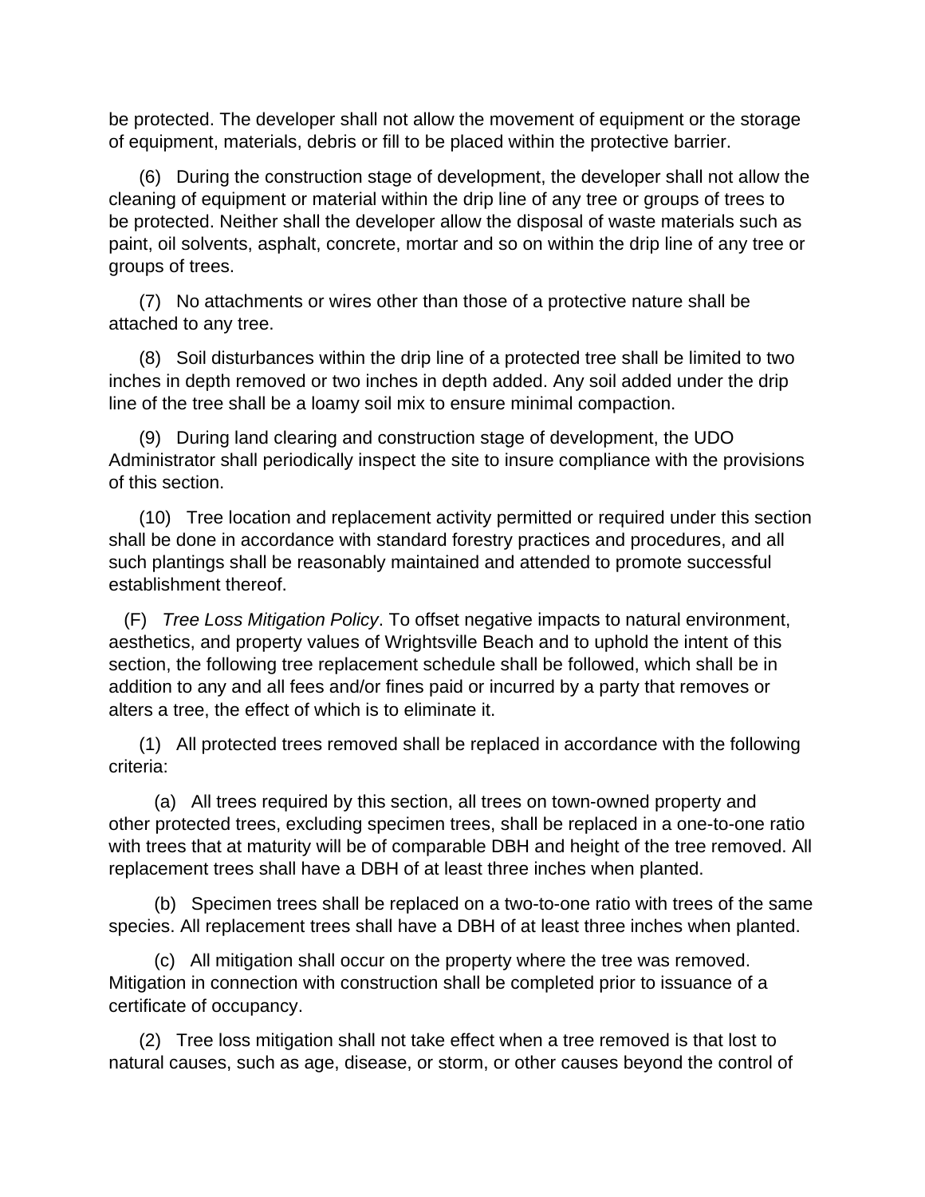be protected. The developer shall not allow the movement of equipment or the storage of equipment, materials, debris or fill to be placed within the protective barrier.

(6) During the construction stage of development, the developer shall not allow the cleaning of equipment or material within the drip line of any tree or groups of trees to be protected. Neither shall the developer allow the disposal of waste materials such as paint, oil solvents, asphalt, concrete, mortar and so on within the drip line of any tree or groups of trees.

(7) No attachments or wires other than those of a protective nature shall be attached to any tree.

(8) Soil disturbances within the drip line of a protected tree shall be limited to two inches in depth removed or two inches in depth added. Any soil added under the drip line of the tree shall be a loamy soil mix to ensure minimal compaction.

(9) During land clearing and construction stage of development, the UDO Administrator shall periodically inspect the site to insure compliance with the provisions of this section.

(10) Tree location and replacement activity permitted or required under this section shall be done in accordance with standard forestry practices and procedures, and all such plantings shall be reasonably maintained and attended to promote successful establishment thereof.

(F) *Tree Loss Mitigation Policy*. To offset negative impacts to natural environment, aesthetics, and property values of Wrightsville Beach and to uphold the intent of this section, the following tree replacement schedule shall be followed, which shall be in addition to any and all fees and/or fines paid or incurred by a party that removes or alters a tree, the effect of which is to eliminate it.

(1) All protected trees removed shall be replaced in accordance with the following criteria:

(a) All trees required by this section, all trees on town-owned property and other protected trees, excluding specimen trees, shall be replaced in a one-to-one ratio with trees that at maturity will be of comparable DBH and height of the tree removed. All replacement trees shall have a DBH of at least three inches when planted.

(b) Specimen trees shall be replaced on a two-to-one ratio with trees of the same species. All replacement trees shall have a DBH of at least three inches when planted.

(c) All mitigation shall occur on the property where the tree was removed. Mitigation in connection with construction shall be completed prior to issuance of a certificate of occupancy.

(2) Tree loss mitigation shall not take effect when a tree removed is that lost to natural causes, such as age, disease, or storm, or other causes beyond the control of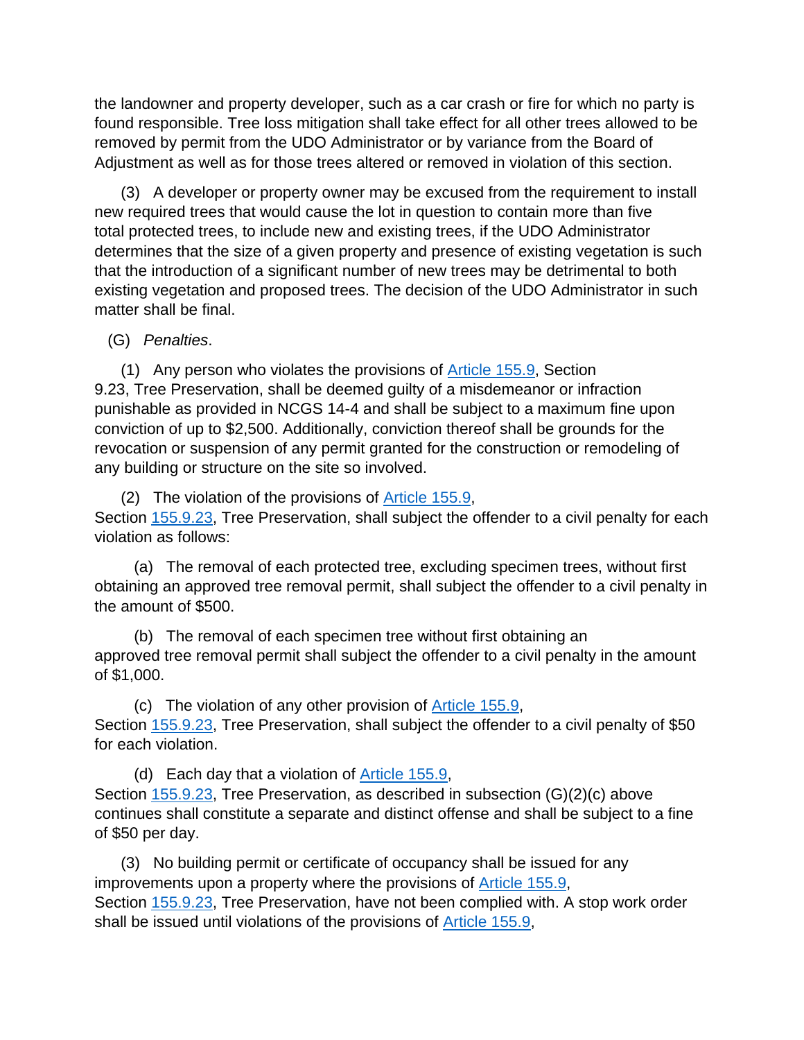the landowner and property developer, such as a car crash or fire for which no party is found responsible. Tree loss mitigation shall take effect for all other trees allowed to be removed by permit from the UDO Administrator or by variance from the Board of Adjustment as well as for those trees altered or removed in violation of this section.

(3) A developer or property owner may be excused from the requirement to install new required trees that would cause the lot in question to contain more than five total protected trees, to include new and existing trees, if the UDO Administrator determines that the size of a given property and presence of existing vegetation is such that the introduction of a significant number of new trees may be detrimental to both existing vegetation and proposed trees. The decision of the UDO Administrator in such matter shall be final.

(G) *Penalties*.

(1) Any person who violates the provisions of Article 155.9, Section 9.23, Tree Preservation, shall be deemed guilty of a misdemeanor or infraction punishable as provided in NCGS 14-4 and shall be subject to a maximum fine upon conviction of up to $2,500. Additionally, conviction thereof shall be grounds for the revocation or suspension of any permit granted for the construction or remodeling of any building or structure on the site so involved.

(2) The violation of the provisions of Article 155.9, Section 155.9.23, Tree Preservation, shall subject the offender to a civil penalty for each violation as follows:

(a) The removal of each protected tree, excluding specimen trees, without first obtaining an approved tree removal permit, shall subject the offender to a civil penalty in the amount of $500.

(b) The removal of each specimen tree without first obtaining an approved tree removal permit shall subject the offender to a civil penalty in the amount of $1,000.

(c) The violation of any other provision of Article 155.9, Section 155.9.23, Tree Preservation, shall subject the offender to a civil penalty of $50 for each violation.

(d) Each day that a violation of Article 155.9, Section 155.9.23, Tree Preservation, as described in subsection (G)(2)(c) above continues shall constitute a separate and distinct offense and shall be subject to a fine of $50 per day.

(3) No building permit or certificate of occupancy shall be issued for any improvements upon a property where the provisions of Article 155.9, Section 155.9.23, Tree Preservation, have not been complied with. A stop work order shall be issued until violations of the provisions of Article 155.9,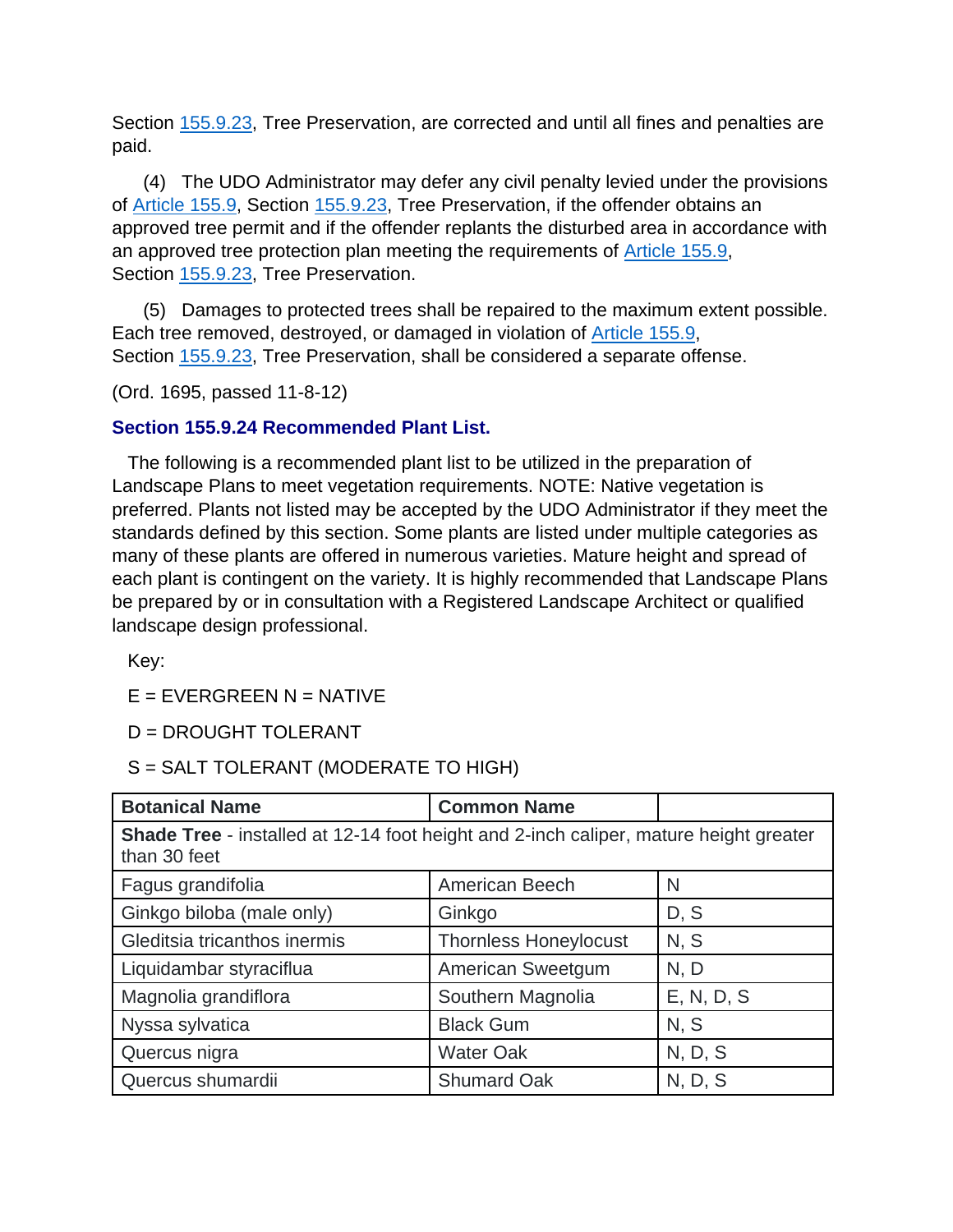Section 155.9.23, Tree Preservation, are corrected and until all fines and penalties are paid.

(4) The UDO Administrator may defer any civil penalty levied under the provisions of Article 155.9, Section 155.9.23, Tree Preservation, if the offender obtains an approved tree permit and if the offender replants the disturbed area in accordance with an approved tree protection plan meeting the requirements of Article 155.9, Section 155.9.23, Tree Preservation.

(5) Damages to protected trees shall be repaired to the maximum extent possible. Each tree removed, destroyed, or damaged in violation of Article 155.9, Section 155.9.23, Tree Preservation, shall be considered a separate offense.

(Ord. 1695, passed 11-8-12)

### Section 155.9.24 Recommended Plant List.

The following is a recommended plant list to be utilized in the preparation of Landscape Plans to meet vegetation requirements. NOTE: Native vegetation is preferred. Plants not listed may be accepted by the UDO Administrator if they meet the standards defined by this section. Some plants are listed under multiple categories as many of these plants are offered in numerous varieties. Mature height and spread of each plant is contingent on the variety. It is highly recommended that Landscape Plans be prepared by or in consultation with a Registered Landscape Architect or qualified landscape design professional.

Key:

E = EVERGREEN N = NATIVE

D = DROUGHT TOLERANT

S = SALT TOLERANT (MODERATE TO HIGH)

| Botanical Name | Common Name | |
|---|---|---|
| **Shade Tree** - installed at 12-14 foot height and 2-inch caliper, mature height greater than 30 feet | | |
| Fagus grandifolia | American Beech | N |
| Ginkgo biloba (male only) | Ginkgo | D, S |
| Gleditsia tricanthos inermis | Thornless Honeylocust | N, S |
| Liquidambar styraciflua | American Sweetgum | N, D |
| Magnolia grandiflora | Southern Magnolia | E, N, D, S |
| Nyssa sylvatica | Black Gum | N, S |
| Quercus nigra | Water Oak | N, D, S |
| Quercus shumardii | Shumard Oak | N, D, S |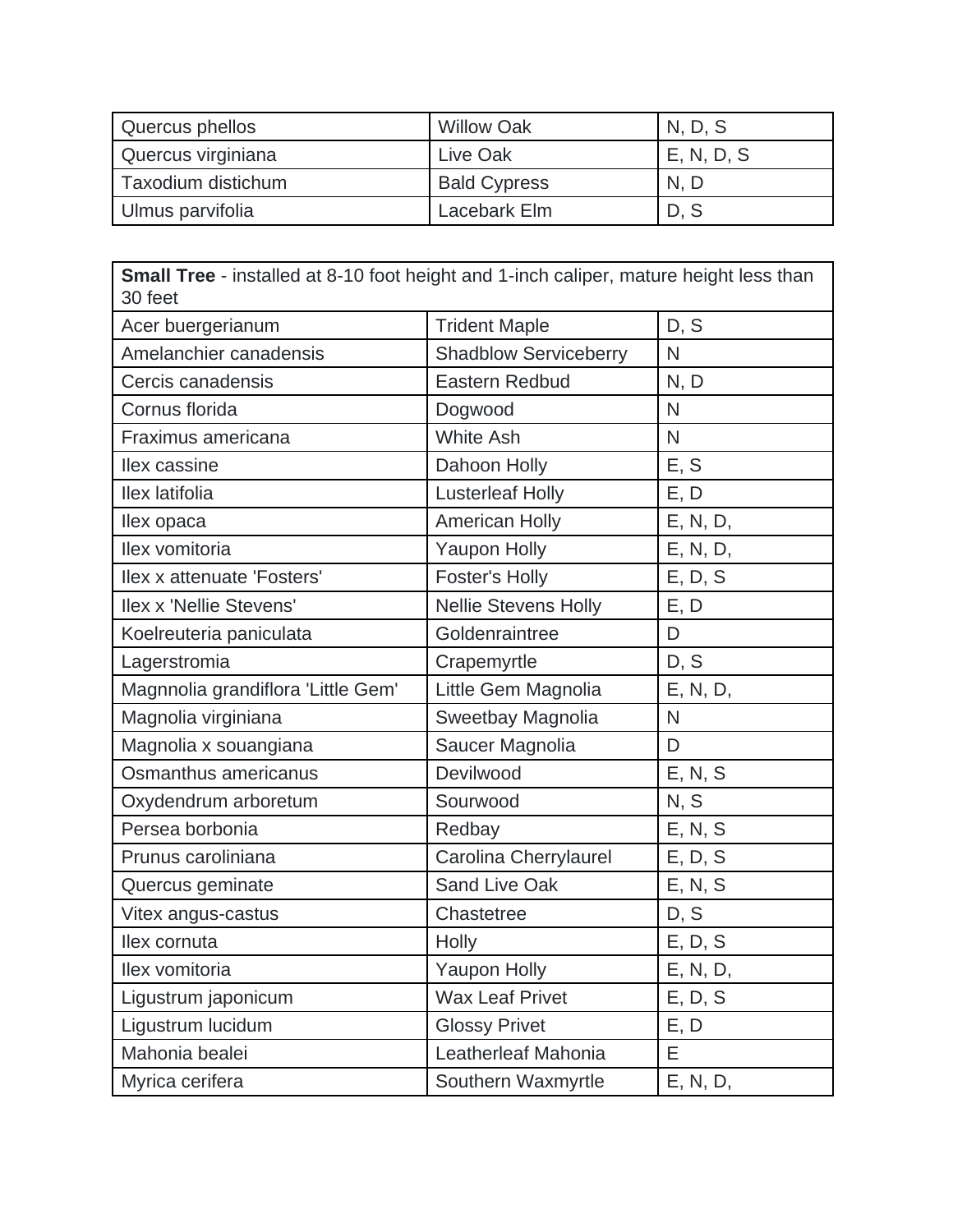| Quercus phellos | Willow Oak | N, D, S |
|---|---|---|
| Quercus virginiana | Live Oak | E, N, D, S |
| Taxodium distichum | Bald Cypress | N, D |
| Ulmus parvifolia | Lacebark Elm | D, S |

| **Small Tree** - installed at 8-10 foot height and 1-inch caliper, mature height less than 30 feet | | |
|---|---|---|
| Acer buergerianum | Trident Maple | D, S |
| Amelanchier canadensis | Shadblow Serviceberry | N |
| Cercis canadensis | Eastern Redbud | N, D |
| Cornus florida | Dogwood | N |
| Fraximus americana | White Ash | N |
| Ilex cassine | Dahoon Holly | E, S |
| Ilex latifolia | Lusterleaf Holly | E, D |
| Ilex opaca | American Holly | E, N, D, |
| Ilex vomitoria | Yaupon Holly | E, N, D, |
| Ilex x attenuate 'Fosters' | Foster's Holly | E, D, S |
| Ilex x 'Nellie Stevens' | Nellie Stevens Holly | E, D |
| Koelreuteria paniculata | Goldenraintree | D |
| Lagerstromia | Crapemyrtle | D, S |
| Magnnolia grandiflora 'Little Gem' | Little Gem Magnolia | E, N, D, |
| Magnolia virginiana | Sweetbay Magnolia | N |
| Magnolia x souangiana | Saucer Magnolia | D |
| Osmanthus americanus | Devilwood | E, N, S |
| Oxydendrum arboretum | Sourwood | N, S |
| Persea borbonia | Redbay | E, N, S |
| Prunus caroliniana | Carolina Cherrylaurel | E, D, S |
| Quercus geminate | Sand Live Oak | E, N, S |
| Vitex angus-castus | Chastetree | D, S |
| Ilex cornuta | Holly | E, D, S |
| Ilex vomitoria | Yaupon Holly | E, N, D, |
| Ligustrum japonicum | Wax Leaf Privet | E, D, S |
| Ligustrum lucidum | Glossy Privet | E, D |
| Mahonia bealei | Leatherleaf Mahonia | E |
| Myrica cerifera | Southern Waxmyrtle | E, N, D, |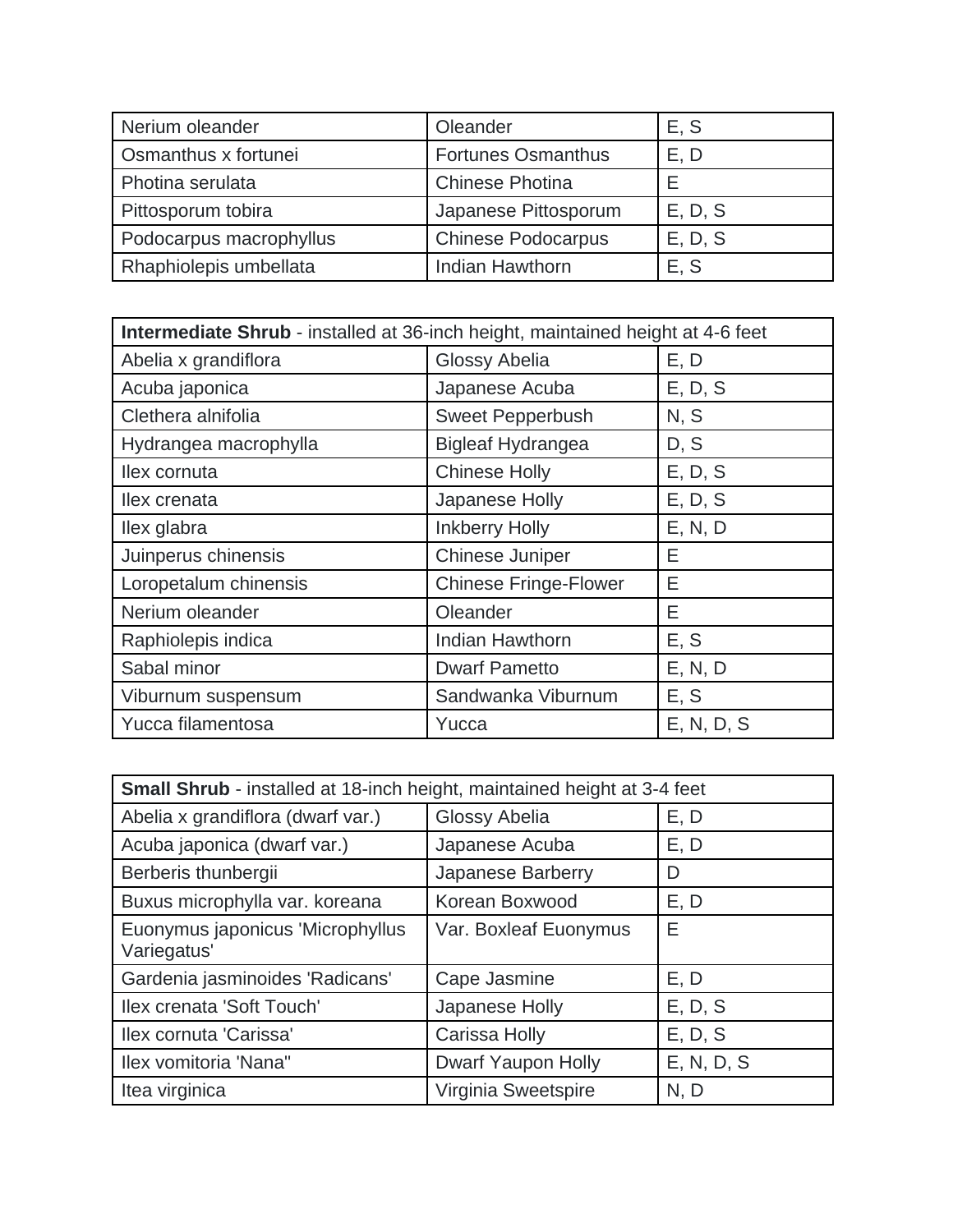| Nerium oleander | Oleander | E, S |
|---|---|---|
| Osmanthus x fortunei | Fortunes Osmanthus | E, D |
| Photina serulata | Chinese Photina | E |
| Pittosporum tobira | Japanese Pittosporum | E, D, S |
| Podocarpus macrophyllus | Chinese Podocarpus | E, D, S |
| Rhaphiolepis umbellata | Indian Hawthorn | E, S |

| **Intermediate Shrub** - installed at 36-inch height, maintained height at 4-6 feet | | |
|---|---|---|
| Abelia x grandiflora | Glossy Abelia | E, D |
| Acuba japonica | Japanese Acuba | E, D, S |
| Clethera alnifolia | Sweet Pepperbush | N, S |
| Hydrangea macrophylla | Bigleaf Hydrangea | D, S |
| Ilex cornuta | Chinese Holly | E, D, S |
| Ilex crenata | Japanese Holly | E, D, S |
| Ilex glabra | Inkberry Holly | E, N, D |
| Juinperus chinensis | Chinese Juniper | E |
| Loropetalum chinensis | Chinese Fringe-Flower | E |
| Nerium oleander | Oleander | E |
| Raphiolepis indica | Indian Hawthorn | E, S |
| Sabal minor | Dwarf Pametto | E, N, D |
| Viburnum suspensum | Sandwanka Viburnum | E, S |
| Yucca filamentosa | Yucca | E, N, D, S |

| **Small Shrub** - installed at 18-inch height, maintained height at 3-4 feet | | |
|---|---|---|
| Abelia x grandiflora (dwarf var.) | Glossy Abelia | E, D |
| Acuba japonica (dwarf var.) | Japanese Acuba | E, D |
| Berberis thunbergii | Japanese Barberry | D |
| Buxus microphylla var. koreana | Korean Boxwood | E, D |
| Euonymus japonicus 'Microphyllus Variegatus' | Var. Boxleaf Euonymus | E |
| Gardenia jasminoides 'Radicans' | Cape Jasmine | E, D |
| Ilex crenata 'Soft Touch' | Japanese Holly | E, D, S |
| Ilex cornuta 'Carissa' | Carissa Holly | E, D, S |
| Ilex vomitoria 'Nana" | Dwarf Yaupon Holly | E, N, D, S |
| Itea virginica | Virginia Sweetspire | N, D |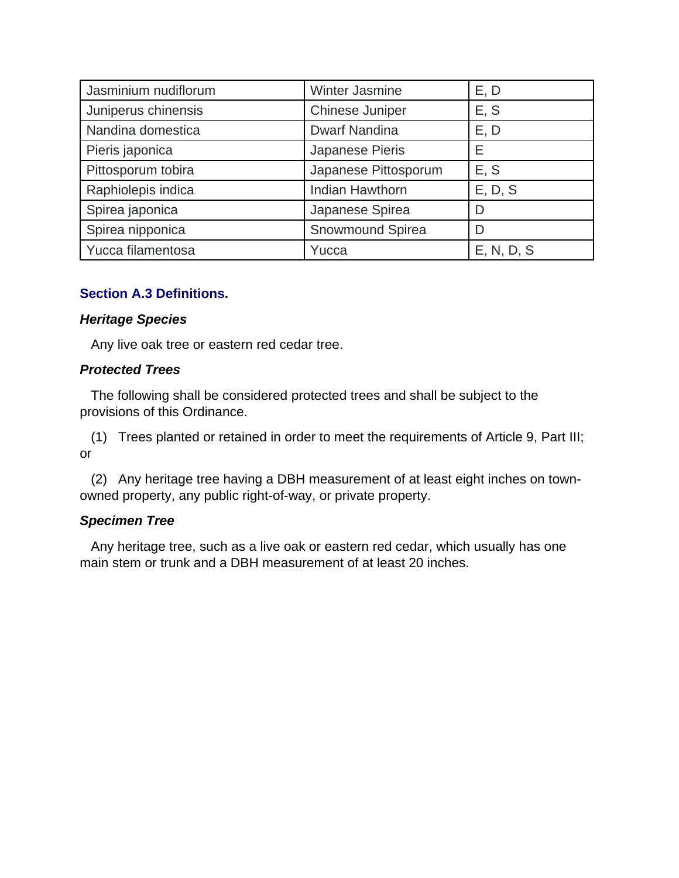| | | |
|---|---|---|
| Jasminium nudiflorum | Winter Jasmine | E, D |
| Juniperus chinensis | Chinese Juniper | E, S |
| Nandina domestica | Dwarf Nandina | E, D |
| Pieris japonica | Japanese Pieris | E |
| Pittosporum tobira | Japanese Pittosporum | E, S |
| Raphiolepis indica | Indian Hawthorn | E, D, S |
| Spirea japonica | Japanese Spirea | D |
| Spirea nipponica | Snowmound Spirea | D |
| Yucca filamentosa | Yucca | E, N, D, S |

## Section A.3 Definitions.

***Heritage Species***

Any live oak tree or eastern red cedar tree.

***Protected Trees***

The following shall be considered protected trees and shall be subject to the provisions of this Ordinance.

(1) Trees planted or retained in order to meet the requirements of Article 9, Part III; or

(2) Any heritage tree having a DBH measurement of at least eight inches on town-owned property, any public right-of-way, or private property.

***Specimen Tree***

Any heritage tree, such as a live oak or eastern red cedar, which usually has one main stem or trunk and a DBH measurement of at least 20 inches.